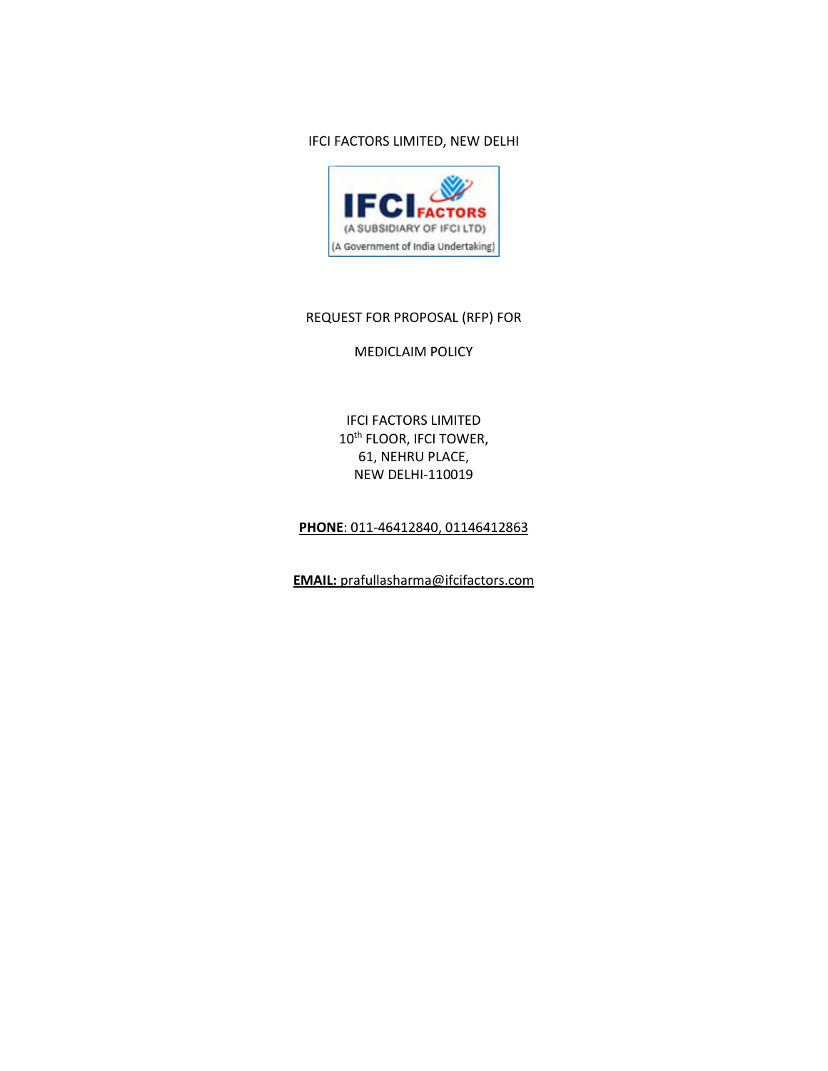IFCI FACTORS LIMITED, NEW DELHI

IFCI FACTORS
(A SUBSIDIARY OF IFCI LTD)
(A Government of India Undertaking)

# REQUEST FOR PROPOSAL (RFP) FOR

# MEDICLAIM POLICY

IFCI FACTORS LIMITED
10th FLOOR, IFCI TOWER,
61, NEHRU PLACE,
NEW DELHI-110019

**PHONE**: 011-46412840, 01146412863

**EMAIL:** prafullasharma@ifcifactors.com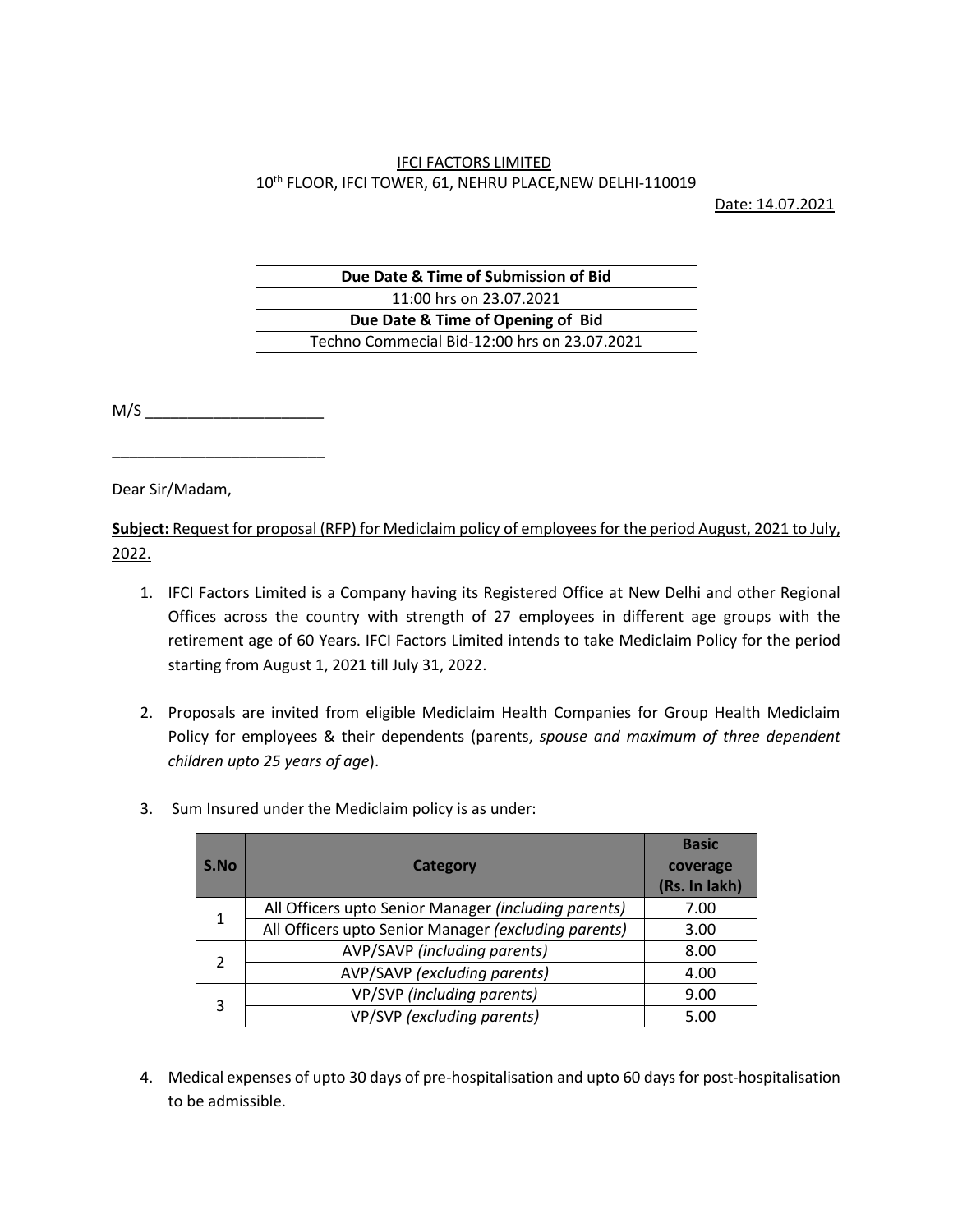IFCI FACTORS LIMITED
10th FLOOR, IFCI TOWER, 61, NEHRU PLACE,NEW DELHI-110019

Date: 14.07.2021

| Due Date & Time of Submission of Bid |
|---|
| 11:00 hrs on 23.07.2021 |
| **Due Date & Time of Opening of Bid** |
| Techno Commecial Bid-12:00 hrs on 23.07.2021 |

M/S ____________________

________________________

Dear Sir/Madam,

**Subject:** Request for proposal (RFP) for Mediclaim policy of employees for the period August, 2021 to July, 2022.

1. IFCI Factors Limited is a Company having its Registered Office at New Delhi and other Regional Offices across the country with strength of 27 employees in different age groups with the retirement age of 60 Years. IFCI Factors Limited intends to take Mediclaim Policy for the period starting from August 1, 2021 till July 31, 2022.

2. Proposals are invited from eligible Mediclaim Health Companies for Group Health Mediclaim Policy for employees & their dependents (parents, *spouse and maximum of three dependent children upto 25 years of age*).

3. Sum Insured under the Mediclaim policy is as under:

| S.No | Category | Basic coverage (Rs. In lakh) |
|---|---|---|
| 1 | All Officers upto Senior Manager *(including parents)* | 7.00 |
| | All Officers upto Senior Manager *(excluding parents)* | 3.00 |
| 2 | AVP/SAVP *(including parents)* | 8.00 |
| | AVP/SAVP *(excluding parents)* | 4.00 |
| 3 | VP/SVP *(including parents)* | 9.00 |
| | VP/SVP *(excluding parents)* | 5.00 |

4. Medical expenses of upto 30 days of pre-hospitalisation and upto 60 days for post-hospitalisation to be admissible.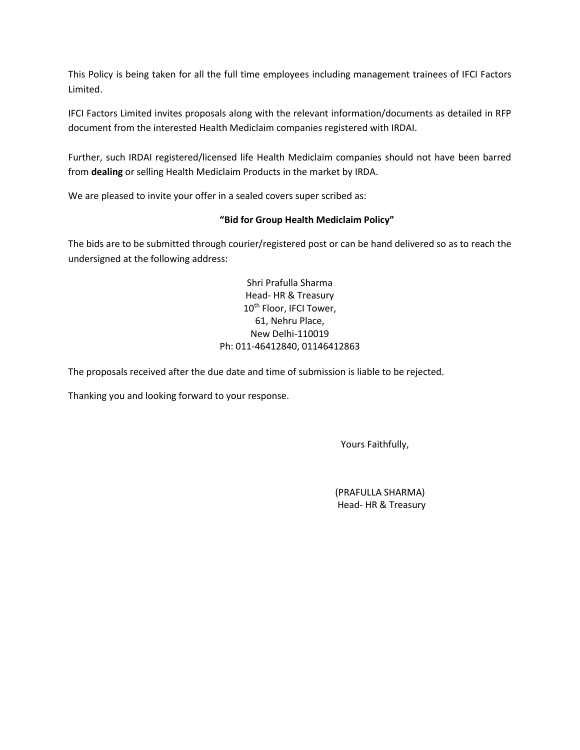This Policy is being taken for all the full time employees including management trainees of IFCI Factors Limited.

IFCI Factors Limited invites proposals along with the relevant information/documents as detailed in RFP document from the interested Health Mediclaim companies registered with IRDAI.

Further, such IRDAI registered/licensed life Health Mediclaim companies should not have been barred from **dealing** or selling Health Mediclaim Products in the market by IRDA.

We are pleased to invite your offer in a sealed covers super scribed as:

**"Bid for Group Health Mediclaim Policy"**

The bids are to be submitted through courier/registered post or can be hand delivered so as to reach the undersigned at the following address:

Shri Prafulla Sharma
Head- HR & Treasury
10th Floor, IFCI Tower,
61, Nehru Place,
New Delhi-110019
Ph: 011-46412840, 01146412863

The proposals received after the due date and time of submission is liable to be rejected.

Thanking you and looking forward to your response.

Yours Faithfully,

(PRAFULLA SHARMA)
Head- HR & Treasury